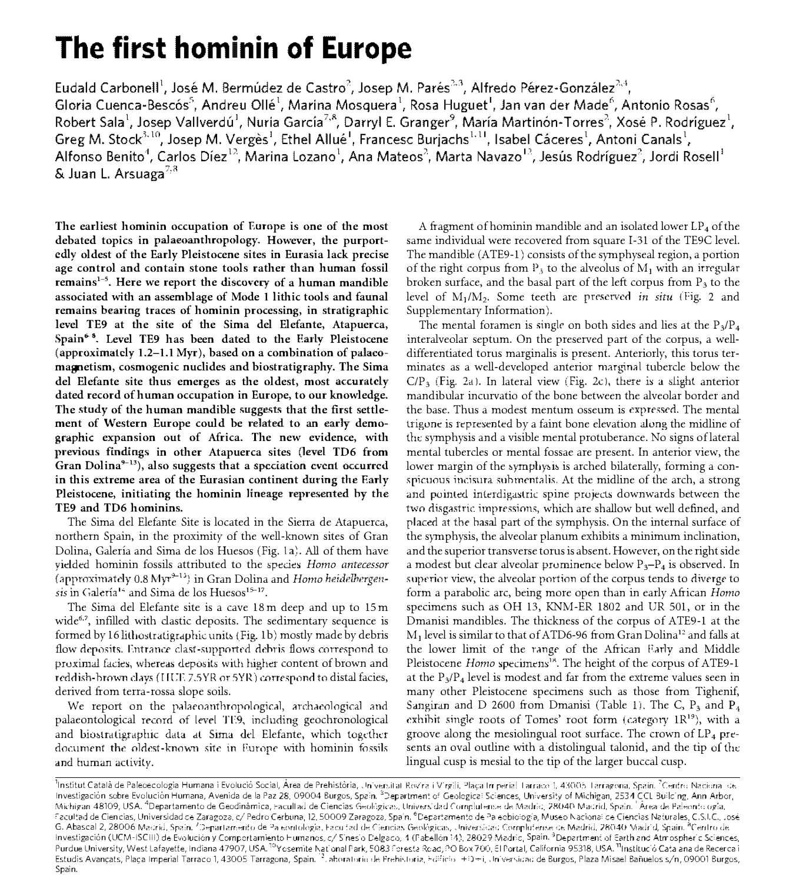# The first hominin of Europe

Eudald Carbonell[1], José M. Bermúdez de Castro[2], Josep M. Parés[2,3], Alfredo Pérez-González[2,4], Gloria Cuenca-Bescós[5], Andreu Ollé[1], Marina Mosquera[1], Rosa Huguet[1], Jan van der Made[6], Antonio Rosas[6], Robert Sala[1], Josep Vallverdú[1], Nuria García[7,8], Darryl E. Granger[9], María Martinón-Torres[2], Xosé P. Rodríguez[1], Greg M. Stock[3,10], Josep M. Vergès[1], Ethel Allué[1], Francesc Burjachs[1,11], Isabel Cáceres[1], Antoni Canals[1], Alfonso Benito[4], Carlos Díez[12], Marina Lozano[1], Ana Mateos[2], Marta Navazo[12], Jesús Rodríguez[2], Jordi Rosell[1] & Juan L. Arsuaga[7,8]

**The earliest hominin occupation of Europe is one of the most debated topics in palaeoanthropology. However, the purportedly oldest of the Early Pleistocene sites in Eurasia lack precise age control and contain stone tools rather than human fossil remains[1–5]. Here we report the discovery of a human mandible associated with an assemblage of Mode 1 lithic tools and faunal remains bearing traces of hominin processing, in stratigraphic level TE9 at the site of the Sima del Elefante, Atapuerca, Spain[6–8]. Level TE9 has been dated to the Early Pleistocene (approximately 1.2–1.1 Myr), based on a combination of palaeomagnetism, cosmogenic nuclides and biostratigraphy. The Sima del Elefante site thus emerges as the oldest, most accurately dated record of human occupation in Europe, to our knowledge. The study of the human mandible suggests that the first settlement of Western Europe could be related to an early demographic expansion out of Africa. The new evidence, with previous findings in other Atapuerca sites (level TD6 from Gran Dolina[9–13]), also suggests that a speciation event occurred in this extreme area of the Eurasian continent during the Early Pleistocene, initiating the hominin lineage represented by the TE9 and TD6 hominins.**

The Sima del Elefante Site is located in the Sierra de Atapuerca, northern Spain, in the proximity of the well-known sites of Gran Dolina, Galería and Sima de los Huesos (Fig. 1a). All of them have yielded hominin fossils attributed to the species *Homo antecessor* (approximately 0.8 Myr[9–13]) in Gran Dolina and *Homo heidelbergensis* in Galería[14] and Sima de los Huesos[15–17].

The Sima del Elefante site is a cave 18 m deep and up to 15 m wide[6,7], infilled with clastic deposits. The sedimentary sequence is formed by 16 lithostratigraphic units (Fig. 1b) mostly made by debris flow deposits. Entrance clast-supported debris flows correspond to proximal facies, whereas deposits with higher content of brown and reddish-brown clays (HUE 7.5YR or 5YR) correspond to distal facies, derived from terra-rossa slope soils.

We report on the palaeoanthropological, archaeological and palaeontological record of level TE9, including geochronological and biostratigraphic data at Sima del Elefante, which together document the oldest-known site in Europe with hominin fossils and human activity.

A fragment of hominin mandible and an isolated lower $LP_4$ of the same individual were recovered from square I-31 of the TE9C level. The mandible (ATE9-1) consists of the symphyseal region, a portion of the right corpus from $P_3$ to the alveolus of $M_1$ with an irregular broken surface, and the basal part of the left corpus from $P_3$ to the level of $M_1/M_2$. Some teeth are preserved *in situ* (Fig. 2 and Supplementary Information).

The mental foramen is single on both sides and lies at the $P_3/P_4$ interalveolar septum. On the preserved part of the corpus, a well-differentiated torus marginalis is present. Anteriorly, this torus terminates as a well-developed anterior marginal tubercle below the $C/P_3$ (Fig. 2a). In lateral view (Fig. 2c), there is a slight anterior mandibular incurvatio of the bone between the alveolar border and the base. Thus a modest mentum osseum is expressed. The mental trigone is represented by a faint bone elevation along the midline of the symphysis and a visible mental protuberance. No signs of lateral mental tubercles or mental fossae are present. In anterior view, the lower margin of the symphysis is arched bilaterally, forming a conspicuous incisura submentalis. At the midline of the arch, a strong and pointed interdigastric spine projects downwards between the two disgastric impressions, which are shallow but well defined, and placed at the basal part of the symphysis. On the internal surface of the symphysis, the alveolar planum exhibits a minimum inclination, and the superior transverse torus is absent. However, on the right side a modest but clear alveolar prominence below $P_3$–$P_4$ is observed. In superior view, the alveolar portion of the corpus tends to diverge to form a parabolic arc, being more open than in early African *Homo* specimens such as OH 13, KNM-ER 1802 and UR 501, or in the Dmanisi mandibles. The thickness of the corpus of ATE9-1 at the $M_1$ level is similar to that of ATD6-96 from Gran Dolina[12] and falls at the lower limit of the range of the African Early and Middle Pleistocene *Homo* specimens[18]. The height of the corpus of ATE9-1 at the $P_3/P_4$ level is modest and far from the extreme values seen in many other Pleistocene specimens such as those from Tighenif, Sangiran and D 2600 from Dmanisi (Table 1). The C, $P_3$ and $P_4$ exhibit single roots of Tomes' root form (category 1R[19]), with a groove along the mesiolingual root surface. The crown of $LP_4$ presents an oval outline with a distolingual talonid, and the tip of the lingual cusp is mesial to the tip of the larger buccal cusp.

[1]Institut Català de Paleoecologia Humana i Evolució Social, Àrea de Prehistòria, Universitat Rovira i Virgili, Plaça Imperial Tarraco 1, 43005 Tarragona, Spain. [2]Centro Nacional de Investigación sobre Evolución Humana, Avenida de la Paz 28, 09004 Burgos, Spain. [3]Department of Geological Sciences, University of Michigan, 2534 CCL Building, Ann Arbor, Michigan 48109, USA. [4]Departamento de Geodinámica, Facultad de Ciencias Geológicas, Universidad Complutense de Madrid, 28040 Madrid, Spain. [5]Área de Paleontología, Facultad de Ciencias, Universidad de Zaragoza, c/ Pedro Cerbuna, 12, 50009 Zaragoza, Spain. [6]Departamento de Paleobiología, Museo Nacional de Ciencias Naturales, C.S.I.C., José G. Abascal 2, 28006 Madrid, Spain. [7]Departamento de Paleontología, Facultad de Ciencias Geológicas, Universidad Complutense de Madrid, 28040 Madrid, Spain. [8]Centro de Investigación (UCM-ISCIII) de Evolución y Comportamiento Humanos, c/ Sinesio Delgado, 4 (Pabellón 14), 28029 Madrid, Spain. [9]Department of Earth and Atmospheric Sciences, Purdue University, West Lafayette, Indiana 47907, USA. [10]Yosemite National Park, 5083 Foresta Road, PO Box 700, El Portal, California 95318, USA. [11]Institució Catalana de Recerca i Estudis Avançats, Plaça Imperial Tarraco 1, 43005 Tarragona, Spain. [12]Laboratorio de Prehistoria, Edificio I+D+i, Universidad de Burgos, Plaza Misael Bañuelos s/n, 09001 Burgos, Spain.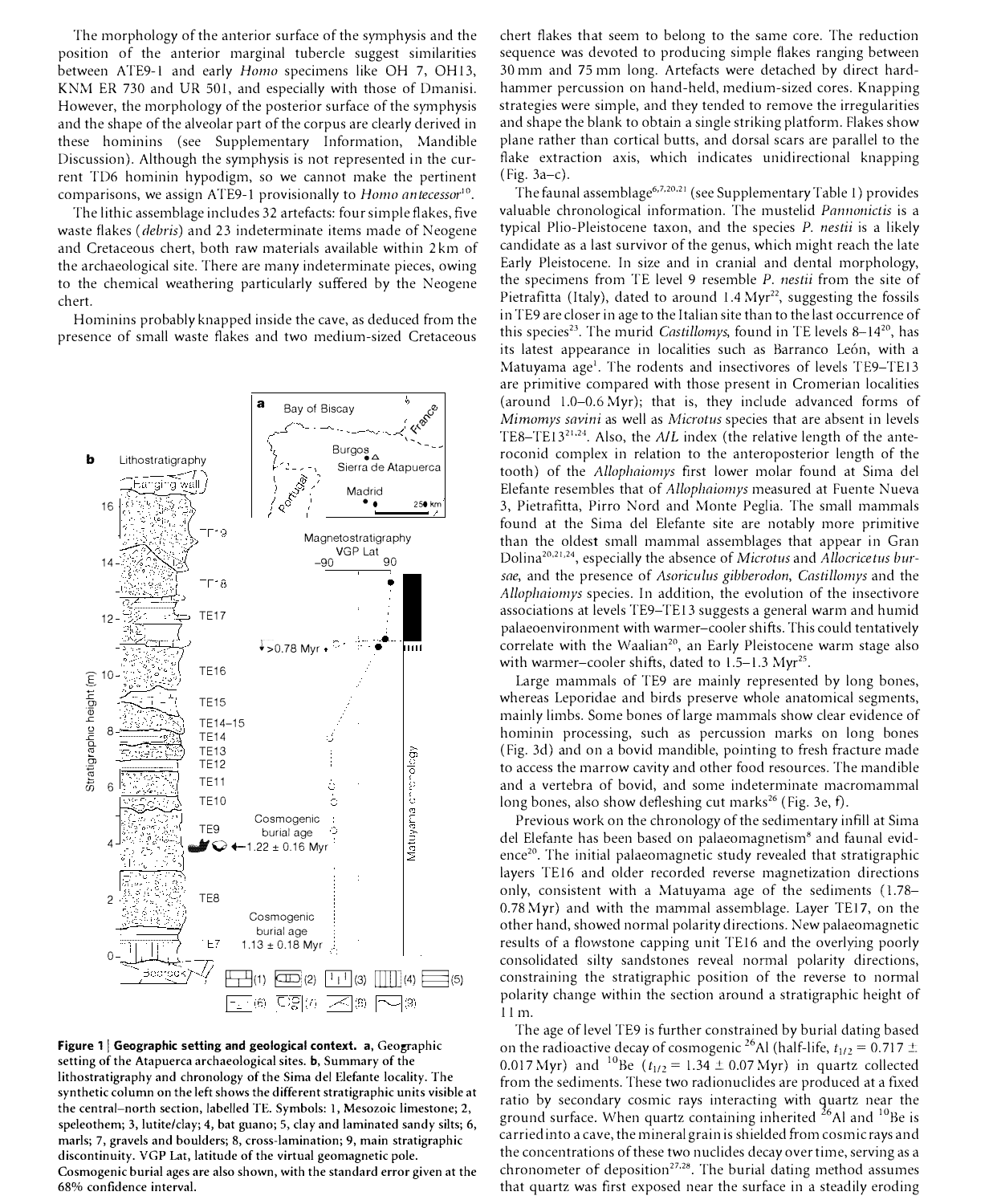The morphology of the anterior surface of the symphysis and the position of the anterior marginal tubercle suggest similarities between ATE9-1 and early *Homo* specimens like OH 7, OH13, KNM ER 730 and UR 501, and especially with those of Dmanisi. However, the morphology of the posterior surface of the symphysis and the shape of the alveolar part of the corpus are clearly derived in these hominins (see Supplementary Information, Mandible Discussion). Although the symphysis is not represented in the current TD6 hominin hypodigm, so we cannot make the pertinent comparisons, we assign ATE9-1 provisionally to *Homo antecessor*[10].

The lithic assemblage includes 32 artefacts: four simple flakes, five waste flakes (*debris*) and 23 indeterminate items made of Neogene and Cretaceous chert, both raw materials available within 2 km of the archaeological site. There are many indeterminate pieces, owing to the chemical weathering particularly suffered by the Neogene chert.

Hominins probably knapped inside the cave, as deduced from the presence of small waste flakes and two medium-sized Cretaceous chert flakes that seem to belong to the same core. The reduction sequence was devoted to producing simple flakes ranging between 30 mm and 75 mm long. Artefacts were detached by direct hard-hammer percussion on hand-held, medium-sized cores. Knapping strategies were simple, and they tended to remove the irregularities and shape the blank to obtain a single striking platform. Flakes show plane rather than cortical butts, and dorsal scars are parallel to the flake extraction axis, which indicates unidirectional knapping (Fig. 3a–c).

The faunal assemblage[6,7,20,21] (see Supplementary Table 1) provides valuable chronological information. The mustelid *Pannonictis* is a typical Plio-Pleistocene taxon, and the species *P. nestii* is a likely candidate as a last survivor of the genus, which might reach the late Early Pleistocene. In size and in cranial and dental morphology, the specimens from TE level 9 resemble *P. nestii* from the site of Pietrafitta (Italy), dated to around 1.4 Myr[22], suggesting the fossils in TE9 are closer in age to the Italian site than to the last occurrence of this species[23]. The murid *Castillomys*, found in TE levels 8–14[20], has its latest appearance in localities such as Barranco León, with a Matuyama age[1]. The rodents and insectivores of levels TE9–TE13 are primitive compared with those present in Cromerian localities (around 1.0–0.6 Myr); that is, they include advanced forms of *Mimomys savini* as well as *Microtus* species that are absent in levels TE8–TE13[21,24]. Also, the *A/L* index (the relative length of the anteroconid complex in relation to the anteroposterior length of the tooth) of the *Allophaiomys* first lower molar found at Sima del Elefante resembles that of *Allophaiomys* measured at Fuente Nueva 3, Pietrafitta, Pirro Nord and Monte Peglia. The small mammals found at the Sima del Elefante site are notably more primitive than the oldest small mammal assemblages that appear in Gran Dolina[20,21,24], especially the absence of *Microtus* and *Allocricetus bursae*, and the presence of *Asoriculus gibberodon*, *Castillomys* and the *Allophaiomys* species. In addition, the evolution of the insectivore associations at levels TE9–TE13 suggests a general warm and humid palaeoenvironment with warmer–cooler shifts. This could tentatively correlate with the Waalian[20], an Early Pleistocene warm stage also with warmer–cooler shifts, dated to 1.5–1.3 Myr[25].

Large mammals of TE9 are mainly represented by long bones, whereas Leporidae and birds preserve whole anatomical segments, mainly limbs. Some bones of large mammals show clear evidence of hominin processing, such as percussion marks on long bones (Fig. 3d) and on a bovid mandible, pointing to fresh fracture made to access the marrow cavity and other food resources. The mandible and a vertebra of bovid, and some indeterminate macromammal long bones, also show defleshing cut marks[26] (Fig. 3e, f).

Previous work on the chronology of the sedimentary infill at Sima del Elefante has been based on palaeomagnetism[8] and faunal evidence[20]. The initial palaeomagnetic study revealed that stratigraphic layers TE16 and older recorded reverse magnetization directions only, consistent with a Matuyama age of the sediments (1.78–0.78 Myr) and with the mammal assemblage. Layer TE17, on the other hand, showed normal polarity directions. New palaeomagnetic results of a flowstone capping unit TE16 and the overlying poorly consolidated silty sandstones reveal normal polarity directions, constraining the stratigraphic position of the reverse to normal polarity change within the section around a stratigraphic height of 11 m.

The age of level TE9 is further constrained by burial dating based on the radioactive decay of cosmogenic $^{26}$Al (half-life, $t_{1/2} = 0.717 \pm 0.017$ Myr) and $^{10}$Be ($t_{1/2} = 1.34 \pm 0.07$ Myr) in quartz collected from the sediments. These two radionuclides are produced at a fixed ratio by secondary cosmic rays interacting with quartz near the ground surface. When quartz containing inherited $^{26}$Al and $^{10}$Be is carried into a cave, the mineral grain is shielded from cosmic rays and the concentrations of these two nuclides decay over time, serving as a chronometer of deposition[27,28]. The burial dating method assumes that quartz was first exposed near the surface in a steadily eroding

**Figure 1 | Geographic setting and geological context. a**, Geographic setting of the Atapuerca archaeological sites. **b**, Summary of the lithostratigraphy and chronology of the Sima del Elefante locality. The synthetic column on the left shows the different stratigraphic units visible at the central–north section, labelled TE. Symbols: 1, Mesozoic limestone; 2, speleothem; 3, lutite/clay; 4, bat guano; 5, clay and laminated sandy silts; 6, marls; 7, gravels and boulders; 8, cross-lamination; 9, main stratigraphic discontinuity. VGP Lat, latitude of the virtual geomagnetic pole. Cosmogenic burial ages are also shown, with the standard error given at the 68% confidence interval.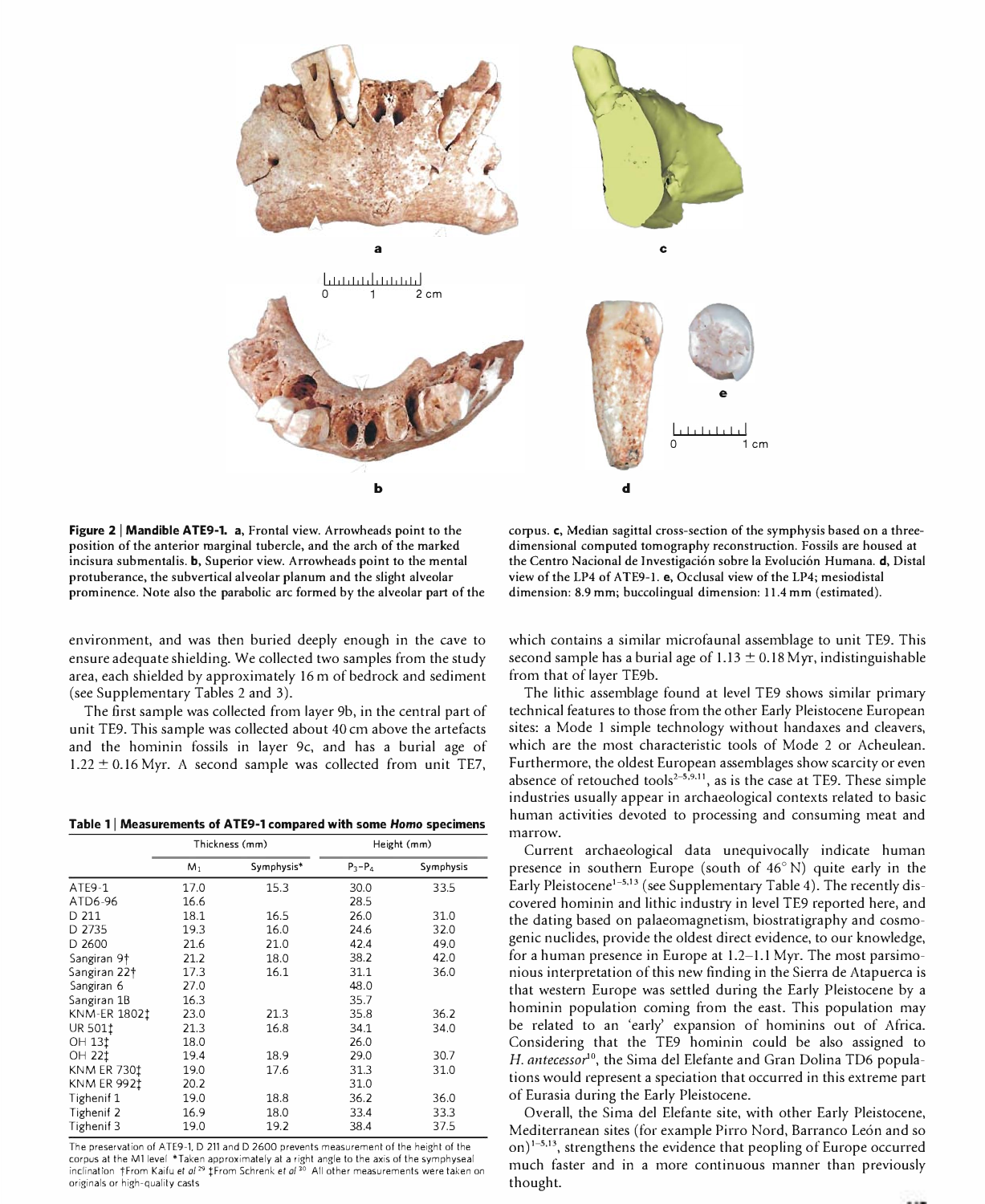**Figure 2 | Mandible ATE9-1. a,** Frontal view. Arrowheads point to the position of the anterior marginal tubercle, and the arch of the marked incisura submentalis. **b,** Superior view. Arrowheads point to the mental protuberance, the subvertical alveolar planum and the slight alveolar prominence. Note also the parabolic arc formed by the alveolar part of the corpus. **c,** Median sagittal cross-section of the symphysis based on a three-dimensional computed tomography reconstruction. Fossils are housed at the Centro Nacional de Investigación sobre la Evolución Humana. **d,** Distal view of the LP4 of ATE9-1. **e,** Occlusal view of the LP4; mesiodistal dimension: 8.9 mm; buccolingual dimension: 11.4 mm (estimated).

environment, and was then buried deeply enough in the cave to ensure adequate shielding. We collected two samples from the study area, each shielded by approximately 16 m of bedrock and sediment (see Supplementary Tables 2 and 3).

The first sample was collected from layer 9b, in the central part of unit TE9. This sample was collected about 40 cm above the artefacts and the hominin fossils in layer 9c, and has a burial age of 1.22 ± 0.16 Myr. A second sample was collected from unit TE7, which contains a similar microfaunal assemblage to unit TE9. This second sample has a burial age of 1.13 ± 0.18 Myr, indistinguishable from that of layer TE9b.

The lithic assemblage found at level TE9 shows similar primary technical features to those from the other Early Pleistocene European sites: a Mode 1 simple technology without handaxes and cleavers, which are the most characteristic tools of Mode 2 or Acheulean. Furthermore, the oldest European assemblages show scarcity or even absence of retouched tools[2–5,9,11], as is the case at TE9. These simple industries usually appear in archaeological contexts related to basic human activities devoted to processing and consuming meat and marrow.

Current archaeological data unequivocally indicate human presence in southern Europe (south of 46° N) quite early in the Early Pleistocene[1–5,13] (see Supplementary Table 4). The recently discovered hominin and lithic industry in level TE9 reported here, and the dating based on palaeomagnetism, biostratigraphy and cosmogenic nuclides, provide the oldest direct evidence, to our knowledge, for a human presence in Europe at 1.2–1.1 Myr. The most parsimonious interpretation of this new finding in the Sierra de Atapuerca is that western Europe was settled during the Early Pleistocene by a hominin population coming from the east. This population may be related to an 'early' expansion of hominins out of Africa. Considering that the TE9 hominin could be also assigned to *H. antecessor*[10], the Sima del Elefante and Gran Dolina TD6 populations would represent a speciation that occurred in this extreme part of Eurasia during the Early Pleistocene.

Overall, the Sima del Elefante site, with other Early Pleistocene, Mediterranean sites (for example Pirro Nord, Barranco León and so on)[1–5,13], strengthens the evidence that peopling of Europe occurred much faster and in a more continuous manner than previously thought.

**Table 1 | Measurements of ATE9-1 compared with some *Homo* specimens**

| | Thickness (mm) | | Height (mm) | |
|---|---|---|---|---|
| | $M_1$ | Symphysis* | $P_3$–$P_4$ | Symphysis |
| ATE9-1 | 17.0 | 15.3 | 30.0 | 33.5 |
| ATD6-96 | 16.6 | | 28.5 | |
| D 211 | 18.1 | 16.5 | 26.0 | 31.0 |
| D 2735 | 19.3 | 16.0 | 24.6 | 32.0 |
| D 2600 | 21.6 | 21.0 | 42.4 | 49.0 |
| Sangiran 9† | 21.2 | 18.0 | 38.2 | 42.0 |
| Sangiran 22† | 17.3 | 16.1 | 31.1 | 36.0 |
| Sangiran 6 | 27.0 | | 48.0 | |
| Sangiran 1B | 16.3 | | 35.7 | |
| KNM-ER 1802‡ | 23.0 | 21.3 | 35.8 | 36.2 |
| UR 501‡ | 21.3 | 16.8 | 34.1 | 34.0 |
| OH 13‡ | 18.0 | | 26.0 | |
| OH 22‡ | 19.4 | 18.9 | 29.0 | 30.7 |
| KNM ER 730‡ | 19.0 | 17.6 | 31.3 | 31.0 |
| KNM ER 992‡ | 20.2 | | 31.0 | |
| Tighenif 1 | 19.0 | 18.8 | 36.2 | 36.0 |
| Tighenif 2 | 16.9 | 18.0 | 33.4 | 33.3 |
| Tighenif 3 | 19.0 | 19.2 | 38.4 | 37.5 |

The preservation of ATE9-1, D 211 and D 2600 prevents measurement of the height of the corpus at the M1 level. *Taken approximately at a right angle to the axis of the symphyseal inclination. †From Kaifu *et al.*[29] ‡From Schrenk *et al.*[30] All other measurements were taken on originals or high-quality casts.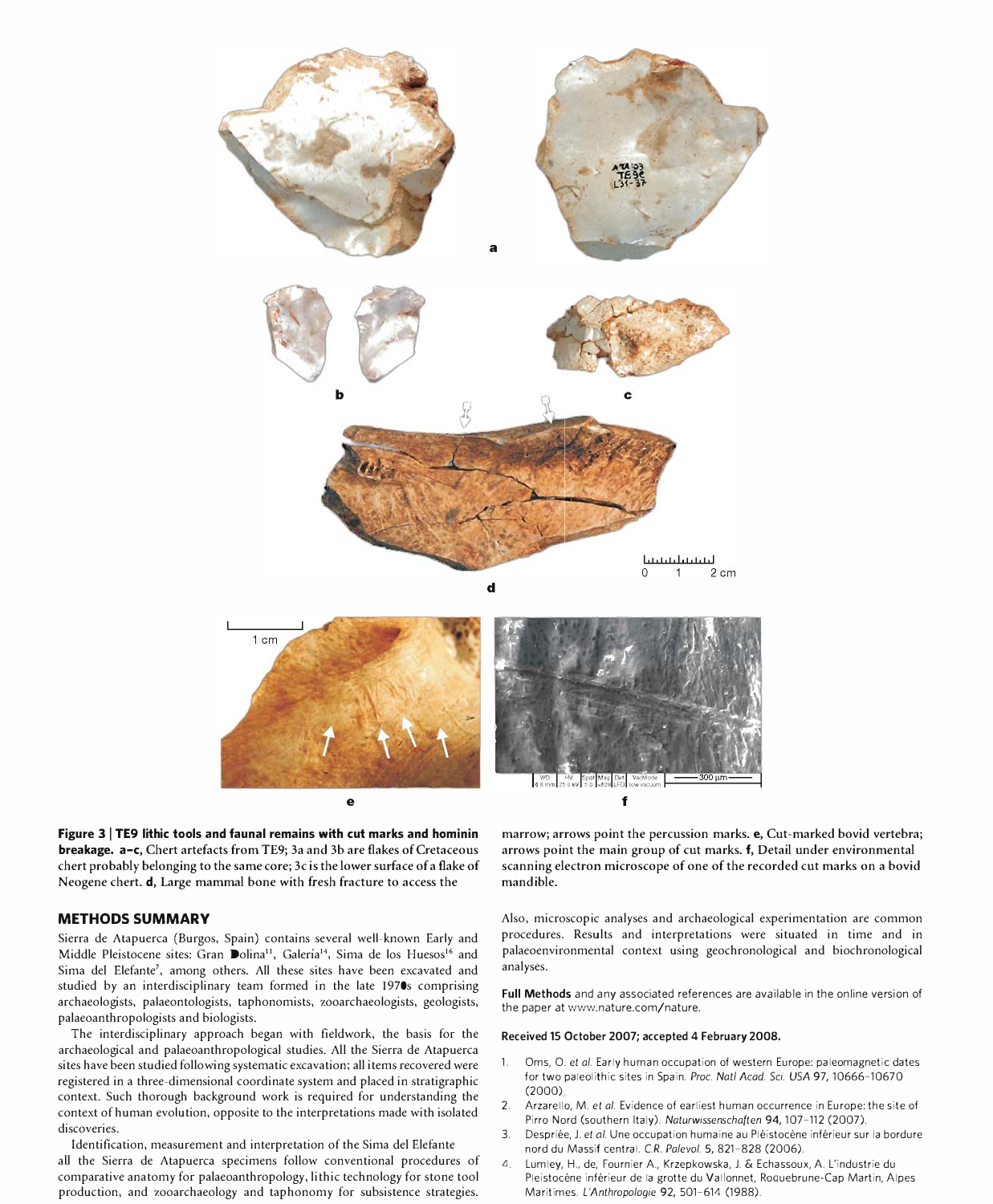**Figure 3 | TE9 lithic tools and faunal remains with cut marks and hominin breakage. a–c,** Chert artefacts from TE9; 3a and 3b are flakes of Cretaceous chert probably belonging to the same core; 3c is the lower surface of a flake of Neogene chert. **d,** Large mammal bone with fresh fracture to access the marrow; arrows point the percussion marks. **e,** Cut-marked bovid vertebra; arrows point the main group of cut marks. **f,** Detail under environmental scanning electron microscope of one of the recorded cut marks on a bovid mandible.

## METHODS SUMMARY

Sierra de Atapuerca (Burgos, Spain) contains several well-known Early and Middle Pleistocene sites: Gran Dolina[11], Galería[14], Sima de los Huesos[16] and Sima del Elefante[7], among others. All these sites have been excavated and studied by an interdisciplinary team formed in the late 1970s comprising archaeologists, palaeontologists, taphonomists, zooarchaeologists, geologists, palaeoanthropologists and biologists.

The interdisciplinary approach began with fieldwork, the basis for the archaeological and palaeoanthropological studies. All the Sierra de Atapuerca sites have been studied following systematic excavation; all items recovered were registered in a three-dimensional coordinate system and placed in stratigraphic context. Such thorough background work is required for understanding the context of human evolution, opposite to the interpretations made with isolated discoveries.

Identification, measurement and interpretation of the Sima del Elefante all the Sierra de Atapuerca specimens follow conventional procedures of comparative anatomy for palaeoanthropology, lithic technology for stone tool production, and zooarchaeology and taphonomy for subsistence strategies. Also, microscopic analyses and archaeological experimentation are common procedures. Results and interpretations were situated in time and in palaeoenvironmental context using geochronological and biochronological analyses.

**Full Methods** and any associated references are available in the online version of the paper at www.nature.com/nature.

**Received 15 October 2007; accepted 4 February 2008.**

1. Oms, O. *et al.* Early human occupation of western Europe: paleomagnetic dates for two paleolithic sites in Spain. *Proc. Natl Acad. Sci. USA* 97, 10666–10670 (2000).
2. Arzarello, M. *et al.* Evidence of earliest human occurrence in Europe: the site of Pirro Nord (southern Italy). *Naturwissenschaften* 94, 107–112 (2007).
3. Despriée, J. *et al.* Une occupation humaine au Pléistocène inférieur sur la bordure nord du Massif central. *C.R. Palevol.* 5, 821–828 (2006).
4. Lumley, H., de, Fournier A., Krzepkowska, J. & Echassoux, A. L'industrie du Pleistocène inférieur de la grotte du Vallonnet, Roquebrune-Cap Martin, Alpes Maritimes. *L'Anthropologie* 92, 501–614 (1988).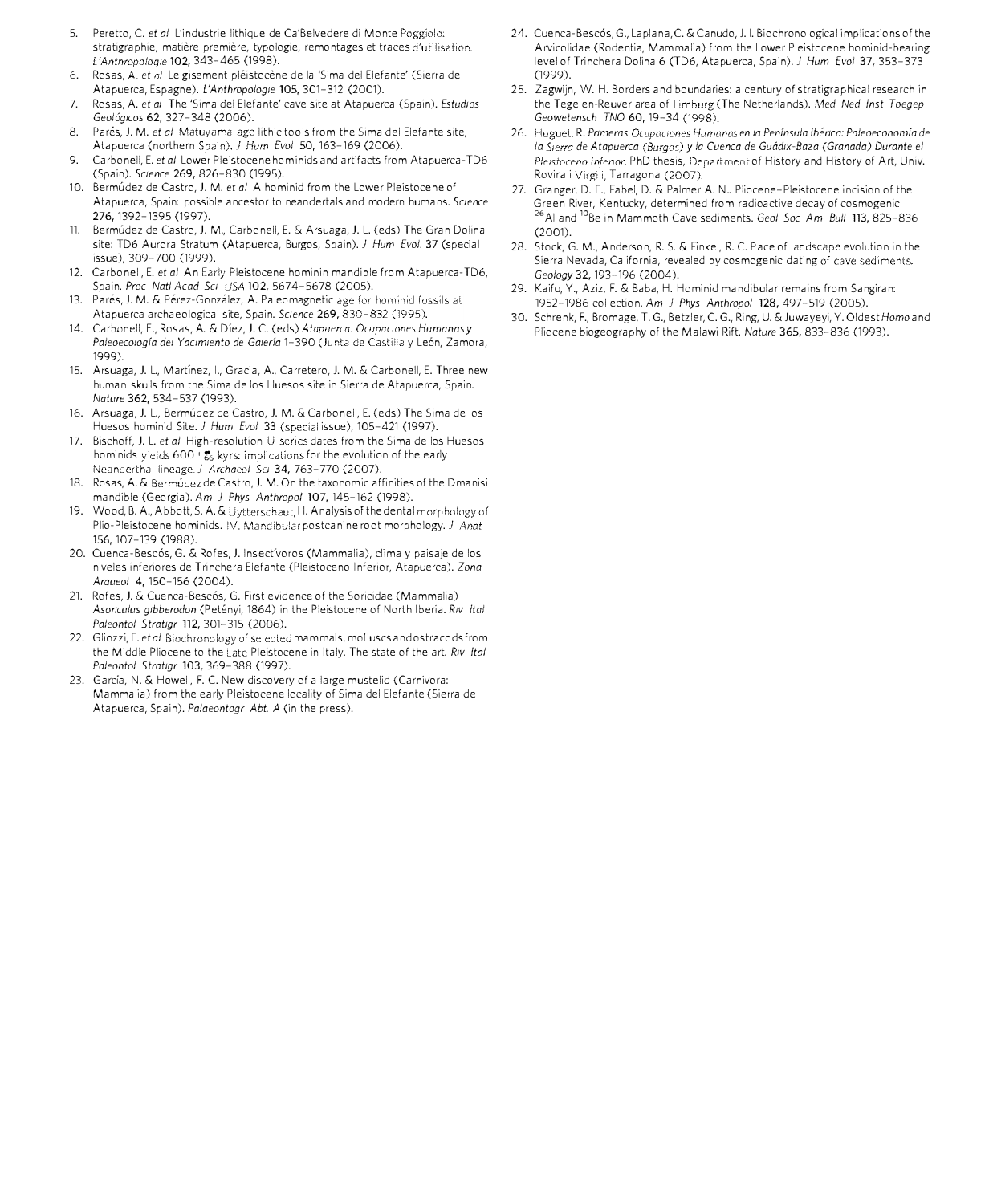5. Peretto, C. *et al.* L'industrie lithique de Ca'Belvedere di Monte Poggiolo: stratigraphie, matière première, typologie, remontages et traces d'utilisation. *L'Anthropologie* **102,** 343–465 (1998).
6. Rosas, A. *et al.* Le gisement pléistocène de la 'Sima del Elefante' (Sierra de Atapuerca, Espagne). *L'Anthropologie* **105,** 301–312 (2001).
7. Rosas, A. *et al.* The 'Sima del Elefante' cave site at Atapuerca (Spain). *Estudios Geológicos* **62,** 327–348 (2006).
8. Parés, J. M. *et al.* Matuyama-age lithic tools from the Sima del Elefante site, Atapuerca (northern Spain). *J. Hum. Evol.* **50,** 163–169 (2006).
9. Carbonell, E. *et al.* Lower Pleistocene hominids and artifacts from Atapuerca-TD6 (Spain). *Science* **269,** 826–830 (1995).
10. Bermúdez de Castro, J. M. *et al.* A hominid from the Lower Pleistocene of Atapuerca, Spain: possible ancestor to neandertals and modern humans. *Science* **276,** 1392–1395 (1997).
11. Bermúdez de Castro, J. M., Carbonell, E. & Arsuaga, J. L. (eds) The Gran Dolina site: TD6 Aurora Stratum (Atapuerca, Burgos, Spain). *J. Hum. Evol.* **37** (special issue), 309–700 (1999).
12. Carbonell, E. *et al.* An Early Pleistocene hominin mandible from Atapuerca-TD6, Spain. *Proc. Natl Acad. Sci. USA* **102,** 5674–5678 (2005).
13. Parés, J. M. & Pérez-González, A. Paleomagnetic age for hominid fossils at Atapuerca archaeological site, Spain. *Science* **269,** 830–832 (1995).
14. Carbonell, E., Rosas, A. & Díez, J. C. (eds) *Atapuerca: Ocupaciones Humanas y Paleoecología del Yacimiento de Galería* 1–390 (Junta de Castilla y León, Zamora, 1999).
15. Arsuaga, J. L., Martínez, I., Gracia, A., Carretero, J. M. & Carbonell, E. Three new human skulls from the Sima de los Huesos site in Sierra de Atapuerca, Spain. *Nature* **362,** 534–537 (1993).
16. Arsuaga, J. L., Bermúdez de Castro, J. M. & Carbonell, E. (eds) The Sima de los Huesos hominid Site. *J. Hum. Evol.* **33** (special issue), 105–421 (1997).
17. Bischoff, J. L. *et al.* High-resolution U-series dates from the Sima de los Huesos hominids yields $600^{+\infty}_{-66}$ kyrs: implications for the evolution of the early Neanderthal lineage. *J. Archaeol. Sci.* **34,** 763–770 (2007).
18. Rosas, A. & Bermúdez de Castro, J. M. On the taxonomic affinities of the Dmanisi mandible (Georgia). *Am. J. Phys. Anthropol.* **107,** 145–162 (1998).
19. Wood, B. A., Abbott, S. A. & Uytterschaut, H. Analysis of the dental morphology of Plio-Pleistocene hominids. IV. Mandibular postcanine root morphology. *J. Anat.* **156,** 107–139 (1988).
20. Cuenca-Bescós, G. & Rofes, J. Insectívoros (Mammalia), clima y paisaje de los niveles inferiores de Trinchera Elefante (Pleistoceno Inferior, Atapuerca). *Zona Arqueol.* **4,** 150–156 (2004).
21. Rofes, J. & Cuenca-Bescós, G. First evidence of the Soricidae (Mammalia) *Asoriculus gibberodon* (Petényi, 1864) in the Pleistocene of North Iberia. *Riv. Ital. Paleontol. Stratigr.* **112,** 301–315 (2006).
22. Gliozzi, E. *et al.* Biochronology of selected mammals, molluscs and ostracods from the Middle Pliocene to the Late Pleistocene in Italy. The state of the art. *Riv. Ital. Paleontol. Stratigr.* **103,** 369–388 (1997).
23. García, N. & Howell, F. C. New discovery of a large mustelid (Carnivora: Mammalia) from the early Pleistocene locality of Sima del Elefante (Sierra de Atapuerca, Spain). *Palaeontogr. Abt. A* (in the press).
24. Cuenca-Bescós, G., Laplana, C. & Canudo, J. I. Biochronological implications of the Arvicolidae (Rodentia, Mammalia) from the Lower Pleistocene hominid-bearing level of Trinchera Dolina 6 (TD6, Atapuerca, Spain). *J. Hum. Evol.* **37,** 353–373 (1999).
25. Zagwijn, W. H. Borders and boundaries: a century of stratigraphical research in the Tegelen-Reuver area of Limburg (The Netherlands). *Med. Ned. Inst. Toegep. Geowetensch. TNO* **60,** 19–34 (1998).
26. Huguet, R. *Primeras Ocupaciones Humanas en la Península Ibérica: Paleoeconomía de la Sierra de Atapuerca (Burgos) y la Cuenca de Guádix-Baza (Granada) Durante el Pleistoceno Inferior.* PhD thesis, Department of History and History of Art, Univ. Rovira i Virgili, Tarragona (2007).
27. Granger, D. E., Fabel, D. & Palmer A. N.. Pliocene–Pleistocene incision of the Green River, Kentucky, determined from radioactive decay of cosmogenic $^{26}$Al and $^{10}$Be in Mammoth Cave sediments. *Geol. Soc. Am. Bull.* **113,** 825–836 (2001).
28. Stock, G. M., Anderson, R. S. & Finkel, R. C. Pace of landscape evolution in the Sierra Nevada, California, revealed by cosmogenic dating of cave sediments. *Geology* **32,** 193–196 (2004).
29. Kaifu, Y., Aziz, F. & Baba, H. Hominid mandibular remains from Sangiran: 1952–1986 collection. *Am. J. Phys. Anthropol.* **128,** 497–519 (2005).
30. Schrenk, F., Bromage, T. G., Betzler, C. G., Ring, U. & Juwayeyi, Y. Oldest *Homo* and Pliocene biogeography of the Malawi Rift. *Nature* **365,** 833–836 (1993).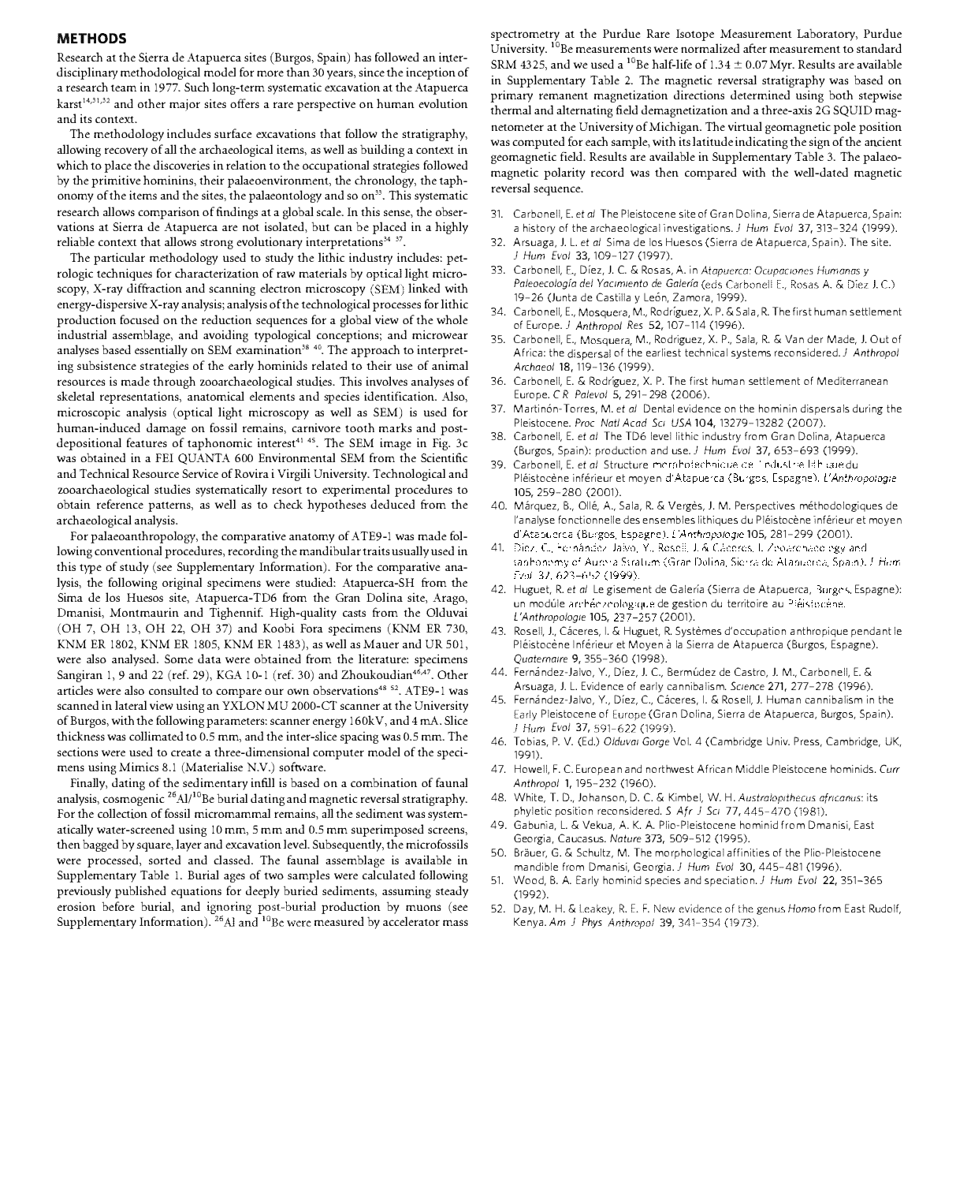## METHODS

Research at the Sierra de Atapuerca sites (Burgos, Spain) has followed an interdisciplinary methodological model for more than 30 years, since the inception of a research team in 1977. Such long-term systematic excavation at the Atapuerca karst[14,31,32] and other major sites offers a rare perspective on human evolution and its context.

The methodology includes surface excavations that follow the stratigraphy, allowing recovery of all the archaeological items, as well as building a context in which to place the discoveries in relation to the occupational strategies followed by the primitive hominins, their palaeoenvironment, the chronology, the taphonomy of the items and the sites, the palaeontology and so on[33]. This systematic research allows comparison of findings at a global scale. In this sense, the observations at Sierra de Atapuerca are not isolated, but can be placed in a highly reliable context that allows strong evolutionary interpretations[34–37].

The particular methodology used to study the lithic industry includes: petrologic techniques for characterization of raw materials by optical light microscopy, X-ray diffraction and scanning electron microscopy (SEM) linked with energy-dispersive X-ray analysis; analysis of the technological processes for lithic production focused on the reduction sequences for a global view of the whole industrial assemblage, and avoiding typological conceptions; and microwear analyses based essentially on SEM examination[38–40]. The approach to interpreting subsistence strategies of the early hominids related to their use of animal resources is made through zooarchaeological studies. This involves analyses of skeletal representations, anatomical elements and species identification. Also, microscopic analysis (optical light microscopy as well as SEM) is used for human-induced damage on fossil remains, carnivore tooth marks and post-depositional features of taphonomic interest[41–45]. The SEM image in Fig. 3c was obtained in a FEI QUANTA 600 Environmental SEM from the Scientific and Technical Resource Service of Rovira i Virgili University. Technological and zooarchaeological studies systematically resort to experimental procedures to obtain reference patterns, as well as to check hypotheses deduced from the archaeological analysis.

For palaeoanthropology, the comparative anatomy of ATE9-1 was made following conventional procedures, recording the mandibular traits usually used in this type of study (see Supplementary Information). For the comparative analysis, the following original specimens were studied: Atapuerca-SH from the Sima de los Huesos site, Atapuerca-TD6 from the Gran Dolina site, Arago, Dmanisi, Montmaurin and Tighennif. High-quality casts from the Olduvai (OH 7, OH 13, OH 22, OH 37) and Koobi Fora specimens (KNM ER 730, KNM ER 1802, KNM ER 1805, KNM ER 1483), as well as Mauer and UR 501, were also analysed. Some data were obtained from the literature: specimens Sangiran 1, 9 and 22 (ref. 29), KGA 10-1 (ref. 30) and Zhoukoudian[46,47]. Other articles were also consulted to compare our own observations[48–52]. ATE9-1 was scanned in lateral view using an YXLON MU 2000-CT scanner at the University of Burgos, with the following parameters: scanner energy 160kV, and 4 mA. Slice thickness was collimated to 0.5 mm, and the inter-slice spacing was 0.5 mm. The sections were used to create a three-dimensional computer model of the specimens using Mimics 8.1 (Materialise N.V.) software.

Finally, dating of the sedimentary infill is based on a combination of faunal analysis, cosmogenic $^{26}$Al/$^{10}$Be burial dating and magnetic reversal stratigraphy. For the collection of fossil micromammal remains, all the sediment was systematically water-screened using 10 mm, 5 mm and 0.5 mm superimposed screens, then bagged by square, layer and excavation level. Subsequently, the microfossils were processed, sorted and classed. The faunal assemblage is available in Supplementary Table 1. Burial ages of two samples were calculated following previously published equations for deeply buried sediments, assuming steady erosion before burial, and ignoring post-burial production by muons (see Supplementary Information). $^{26}$Al and $^{10}$Be were measured by accelerator mass spectrometry at the Purdue Rare Isotope Measurement Laboratory, Purdue University. $^{10}$Be measurements were normalized after measurement to standard SRM 4325, and we used a $^{10}$Be half-life of $1.34 \pm 0.07$ Myr. Results are available in Supplementary Table 2. The magnetic reversal stratigraphy was based on primary remanent magnetization directions determined using both stepwise thermal and alternating field demagnetization and a three-axis 2G SQUID magnetometer at the University of Michigan. The virtual geomagnetic pole position was computed for each sample, with its latitude indicating the sign of the ancient geomagnetic field. Results are available in Supplementary Table 3. The palaeomagnetic polarity record was then compared with the well-dated magnetic reversal sequence.

31. Carbonell, E. *et al.* The Pleistocene site of Gran Dolina, Sierra de Atapuerca, Spain: a history of the archaeological investigations. *J. Hum. Evol.* **37,** 313–324 (1999).
32. Arsuaga, J. L. *et al.* Sima de los Huesos (Sierra de Atapuerca, Spain). The site. *J. Hum. Evol.* **33,** 109–127 (1997).
33. Carbonell, E., Díez, J. C. & Rosas, A. in *Atapuerca: Ocupaciones Humanas y Paleoecología del Yacimiento de Galería* (eds Carbonell E., Rosas A. & Díez J. C.) 19–26 (Junta de Castilla y León, Zamora, 1999).
34. Carbonell, E., Mosquera, M., Rodríguez, X. P. & Sala, R. The first human settlement of Europe. *J. Anthropol. Res.* **52,** 107–114 (1996).
35. Carbonell, E., Mosquera, M., Rodríguez, X. P., Sala, R. & Van der Made, J. Out of Africa: the dispersal of the earliest technical systems reconsidered. *J. Anthropol. Archaeol.* **18,** 119–136 (1999).
36. Carbonell, E. & Rodríguez, X. P. The first human settlement of Mediterranean Europe. *C. R. Palevol* **5,** 291–298 (2006).
37. Martinón-Torres, M. *et al.* Dental evidence on the hominin dispersals during the Pleistocene. *Proc. Natl Acad. Sci. USA* **104,** 13279–13282 (2007).
38. Carbonell, E. *et al.* The TD6 level lithic industry from Gran Dolina, Atapuerca (Burgos, Spain): production and use. *J. Hum. Evol.* **37,** 653–693 (1999).
39. Carbonell, E. *et al.* Structure morphotechnique de l'industrie lithique du Pléistocène inférieur et moyen d'Atapuerca (Burgos, Espagne). *L'Anthropologie* **105,** 259–280 (2001).
40. Márquez, B., Ollé, A., Sala, R. & Vergès, J. M. Perspectives méthodologiques de l'analyse fonctionnelle des ensembles lithiques du Pléistocène inférieur et moyen d'Atapuerca (Burgos, Espagne). *L'Anthropologie* **105,** 281–299 (2001).
41. Díez, C., Fernández-Jalvo, Y., Rosell, J. & Cáceres, I. Zooarchaeology and taphonomy of Aurora Stratum (Gran Dolina, Sierra de Atapuerca, Spain). *J. Hum. Evol.* **37,** 623–652 (1999).
42. Huguet, R. *et al.* Le gisement de Galería (Sierra de Atapuerca, Burgos, Espagne): un modèle archéozoologique de gestion du territoire au Pléistocène. *L'Anthropologie* **105,** 237–257 (2001).
43. Rosell, J., Cáceres, I. & Huguet, R. Systèmes d'occupation anthropique pendant le Pléistocène Inférieur et Moyen à la Sierra de Atapuerca (Burgos, Espagne). *Quaternaire* **9,** 355–360 (1998).
44. Fernández-Jalvo, Y., Díez, J. C., Bermúdez de Castro, J. M., Carbonell, E. & Arsuaga, J. L. Evidence of early cannibalism. *Science* **271,** 277–278 (1996).
45. Fernández-Jalvo, Y., Díez, J. C., Cáceres, I. & Rosell, J. Human cannibalism in the Early Pleistocene of Europe (Gran Dolina, Sierra de Atapuerca, Burgos, Spain). *J. Hum. Evol.* **37,** 591–622 (1999).
46. Tobias, P. V. (Ed.) *Olduvai Gorge* Vol. 4 (Cambridge Univ. Press, Cambridge, UK, 1991).
47. Howell, F. C. European and northwest African Middle Pleistocene hominids. *Curr. Anthropol.* **1,** 195–232 (1960).
48. White, T. D., Johanson, D. C. & Kimbel, W. H. *Australopithecus africanus*: its phyletic position reconsidered. *S. Afr. J. Sci.* **77,** 445–470 (1981).
49. Gabunia, L. & Vekua, A. K. A. Plio-Pleistocene hominid from Dmanisi, East Georgia, Caucasus. *Nature* **373,** 509–512 (1995).
50. Bräuer, G. & Schultz, M. The morphological affinities of the Plio-Pleistocene mandible from Dmanisi, Georgia. *J. Hum. Evol.* **30,** 445–481 (1996).
51. Wood, B. A. Early hominid species and speciation. *J. Hum. Evol.* **22,** 351–365 (1992).
52. Day, M. H. & Leakey, R. E. F. New evidence of the genus *Homo* from East Rudolf, Kenya. *Am. J. Phys. Anthropol.* **39,** 341–354 (1973).